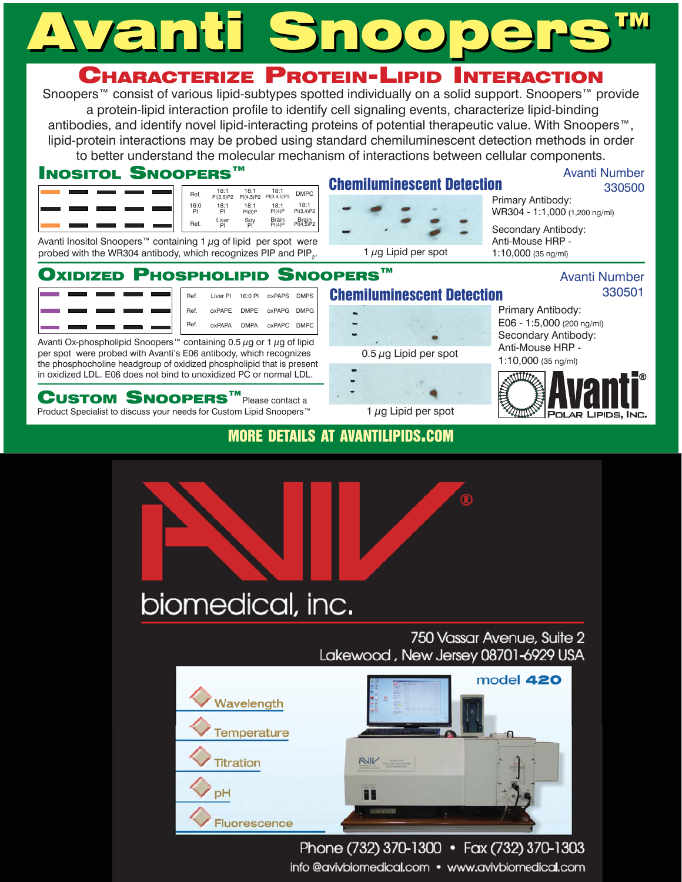# Avanti Snoopers™

## Characterize Protein-Lipid Interaction

Snoopers™ consist of various lipid-subtypes spotted individually on a solid support. Snoopers™ provide a protein-lipid interaction profile to identify cell signaling events, characterize lipid-binding antibodies, and identify novel lipid-interacting proteins of potential therapeutic value. With Snoopers™, lipid-protein interactions may be probed using standard chemiluminescent detection methods in order to better understand the molecular mechanism of interactions between cellular components.

### Inositol Snoopers™

| Ref. | 18:1 PI(3,5)P2 | 18:1 PI(4,5)P2 | 18:1 PI(3,4,5)P3 | DMPC |
|---|---|---|---|---|
| 16:0 PI | 18:1 PI | 18:1 PI(3)P | 18:1 PI(4)P | 18:1 PI(3,4)P2 |
| Ref. | Liver PI | Soy PI | Brain PI(4)P | Brain PI(4,5)P2 |

Avanti Inositol Snoopers™ containing 1 $\mu$g of lipid per spot were probed with the WR304 antibody, which recognizes PIP and $PIP_2$.

**Chemiluminescent Detection**

1 $\mu$g Lipid per spot

Avanti Number 330500

Primary Antibody: WR304 - 1:1,000 (1,200 ng/ml)

Secondary Antibody: Anti-Mouse HRP - 1:10,000 (35 ng/ml)

### Oxidized Phospholipid Snoopers™

| Ref. | Liver PI | 16:0 PI | oxPAPS | DMPS |
|---|---|---|---|---|
| Ref. | oxPAPE | DMPE | oxPAPG | DMPG |
| Ref. | oxPAPA | DMPA | oxPAPC | DMPC |

Avanti Ox-phospholipid Snoopers™ containing 0.5 $\mu$g or 1 $\mu$g of lipid per spot were probed with Avanti's E06 antibody, which recognizes the phosphocholine headgroup of oxidized phospholipid that is present in oxidized LDL. E06 does not bind to unoxidized PC or normal LDL.

**Chemiluminescent Detection**

0.5 $\mu$g Lipid per spot

1 $\mu$g Lipid per spot

Avanti Number 330501

Primary Antibody: E06 - 1:5,000 (200 ng/ml)

Secondary Antibody: Anti-Mouse HRP - 1:10,000 (35 ng/ml)

### Custom Snoopers™

Please contact a Product Specialist to discuss your needs for Custom Lipid Snoopers™

Avanti® Polar Lipids, Inc.

**MORE DETAILS AT AVANTILIPIDS.COM**

---

# AVIV® biomedical, inc.

750 Vassar Avenue, Suite 2
Lakewood, New Jersey 08701-6929 USA

model 420

- Wavelength
- Temperature
- Titration
- pH
- Fluorescence

Phone (732) 370-1300 • Fax (732) 370-1303

info@avivbiomedical.com • www.avivbiomedical.com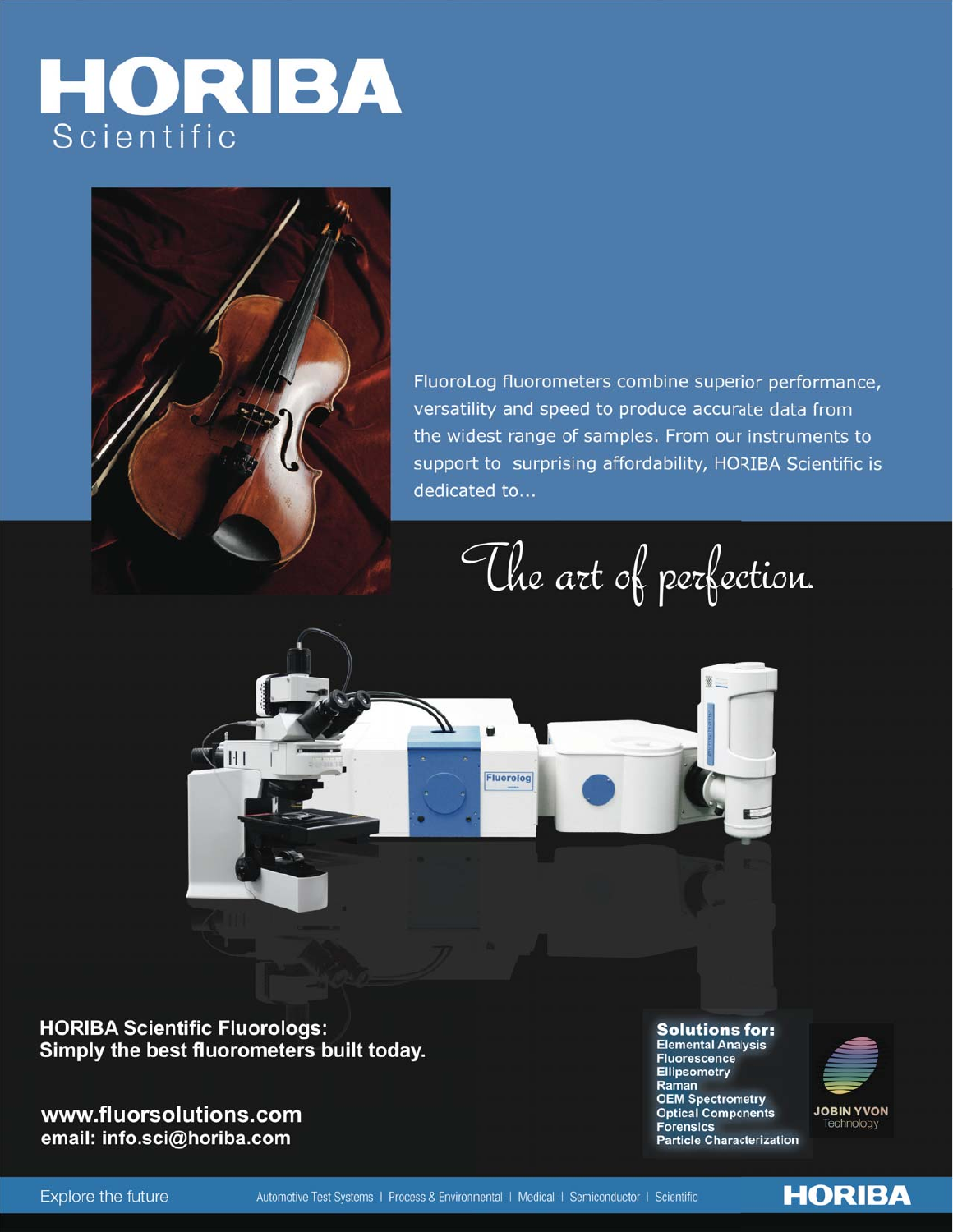# HORIBA
Scientific

FluoroLog fluorometers combine superior performance, versatility and speed to produce accurate data from the widest range of samples. From our instruments to support to surprising affordability, HORIBA Scientific is dedicated to...

*The art of perfection.*

**HORIBA Scientific Fluorologs:**
**Simply the best fluorometers built today.**

**www.fluorsolutions.com**
**email: info.sci@horiba.com**

**Solutions for:**
**Elemental Analysis**
**Fluorescence**
**Ellipsometry**
**Raman**
**OEM Spectrometry**
**Optical Components**
**Forensics**
**Particle Characterization**

JOBIN YVON Technology

Explore the future

Automotive Test Systems | Process & Environmental | Medical | Semiconductor | Scientific

HORIBA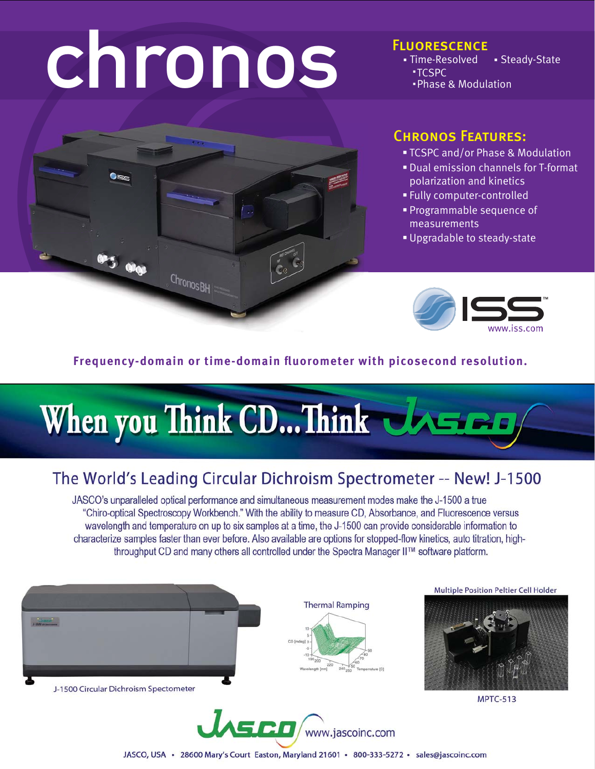# chronos

## Fluorescence

- Time-Resolved
  - TCSPC
  - Phase & Modulation
- Steady-State

## Chronos Features:

- TCSPC and/or Phase & Modulation
- Dual emission channels for T-format polarization and kinetics
- Fully computer-controlled
- Programmable sequence of measurements
- Upgradable to steady-state

ISS™
www.iss.com

**Frequency-domain or time-domain fluorometer with picosecond resolution.**

# When you Think CD...Think JASCO

## The World's Leading Circular Dichroism Spectrometer -- New! J-1500

JASCO's unparalleled optical performance and simultaneous measurement modes make the J-1500 a true "Chiro-optical Spectroscopy Workbench." With the ability to measure CD, Absorbance, and Fluorescence versus wavelength and temperature on up to six samples at a time, the J-1500 can provide considerable information to characterize samples faster than ever before. Also available are options for stopped-flow kinetics, auto titration, high-throughput CD and many others all controlled under the Spectra Manager II™ software platform.

J-1500 Circular Dichroism Spectrometer

Thermal Ramping

Multiple Position Peltier Cell Holder

MPTC-513

JASCO www.jascoinc.com

JASCO, USA • 28600 Mary's Court Easton, Maryland 21601 • 800-333-5272 • sales@jascoinc.com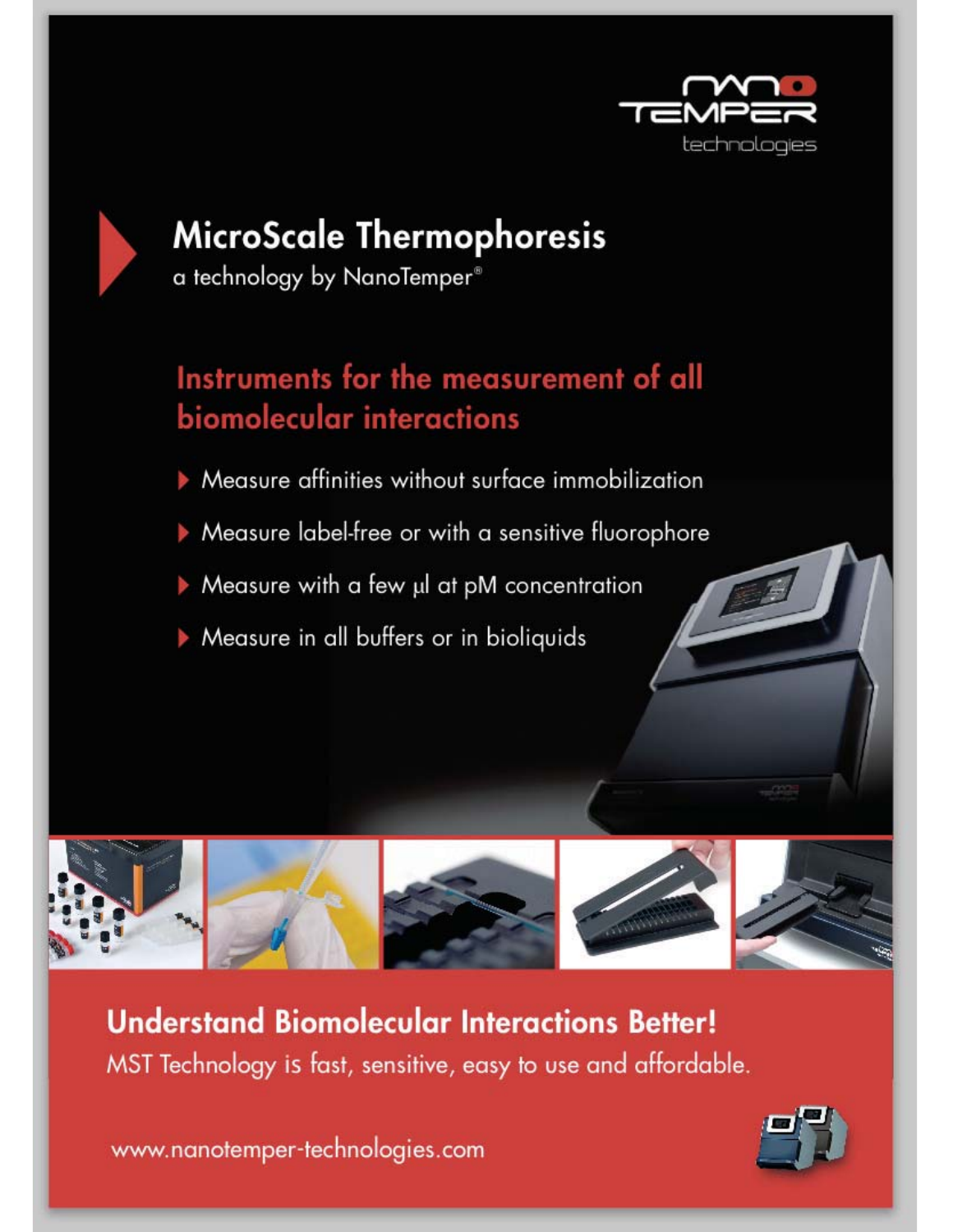NanoTemper technologies

# MicroScale Thermophoresis

a technology by NanoTemper®

## Instruments for the measurement of all biomolecular interactions

- Measure affinities without surface immobilization
- Measure label-free or with a sensitive fluorophore
- Measure with a few µl at pM concentration
- Measure in all buffers or in bioliquids

## Understand Biomolecular Interactions Better!

MST Technology is fast, sensitive, easy to use and affordable.

www.nanotemper-technologies.com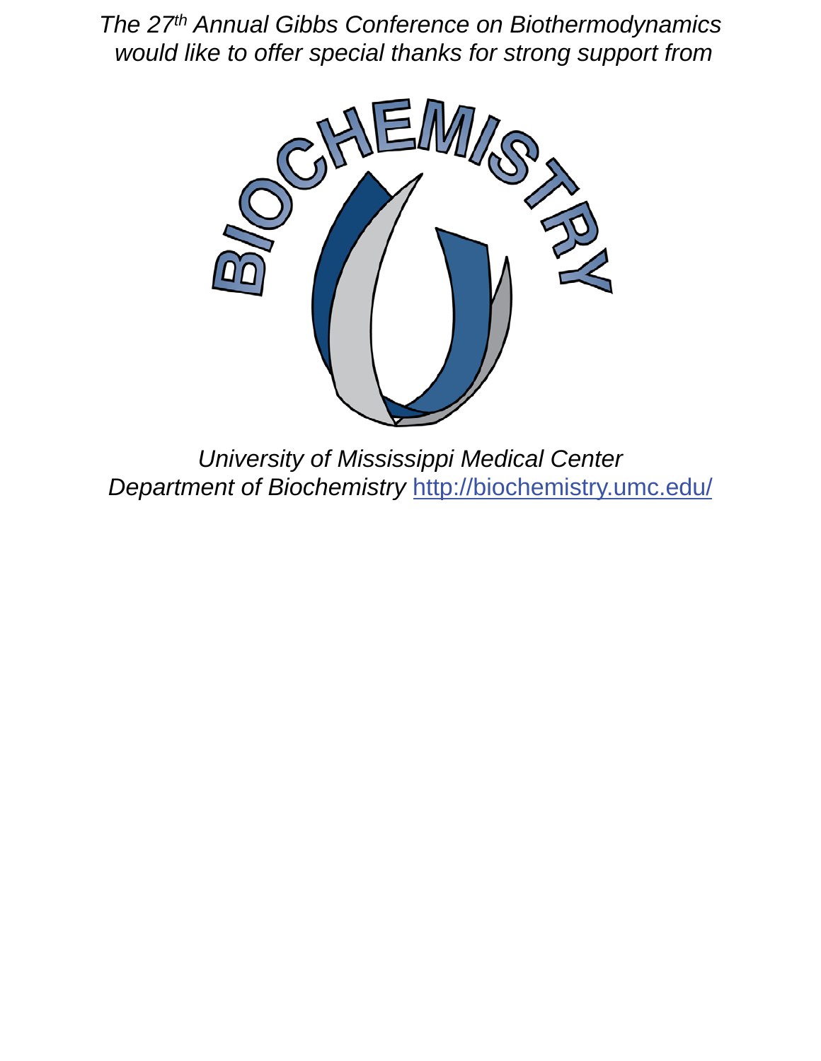*The 27th Annual Gibbs Conference on Biothermodynamics would like to offer special thanks for strong support from*

BIOCHEMISTRY

*University of Mississippi Medical Center*
*Department of Biochemistry* http://biochemistry.umc.edu/